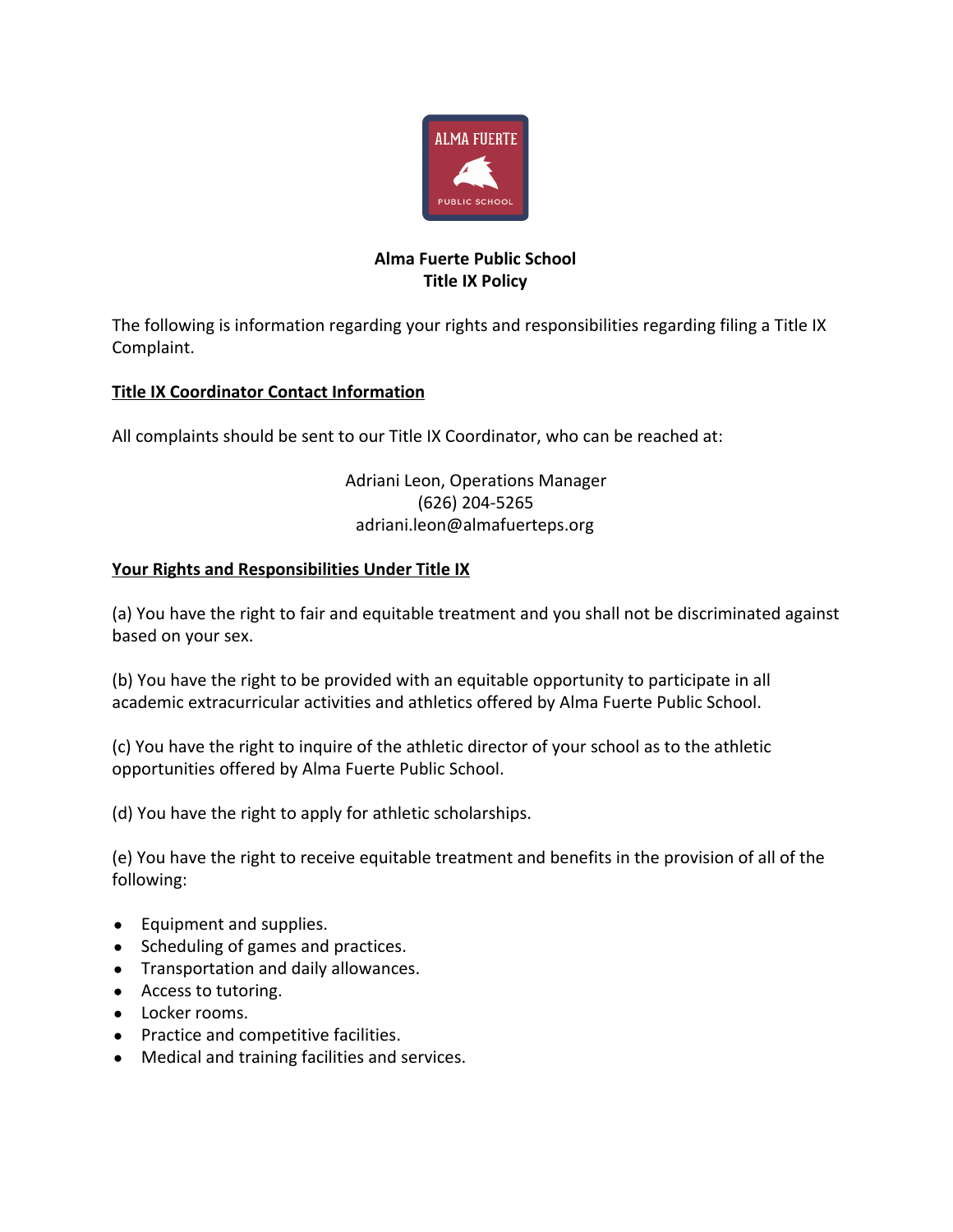# Alma Fuerte Public School
## Title IX Policy

The following is information regarding your rights and responsibilities regarding filing a Title IX Complaint.

**Title IX Coordinator Contact Information**

All complaints should be sent to our Title IX Coordinator, who can be reached at:

Adriani Leon, Operations Manager
(626) 204-5265
adriani.leon@almafuerteps.org

**Your Rights and Responsibilities Under Title IX**

(a) You have the right to fair and equitable treatment and you shall not be discriminated against based on your sex.

(b) You have the right to be provided with an equitable opportunity to participate in all academic extracurricular activities and athletics offered by Alma Fuerte Public School.

(c) You have the right to inquire of the athletic director of your school as to the athletic opportunities offered by Alma Fuerte Public School.

(d) You have the right to apply for athletic scholarships.

(e) You have the right to receive equitable treatment and benefits in the provision of all of the following:

- Equipment and supplies.
- Scheduling of games and practices.
- Transportation and daily allowances.
- Access to tutoring.
- Locker rooms.
- Practice and competitive facilities.
- Medical and training facilities and services.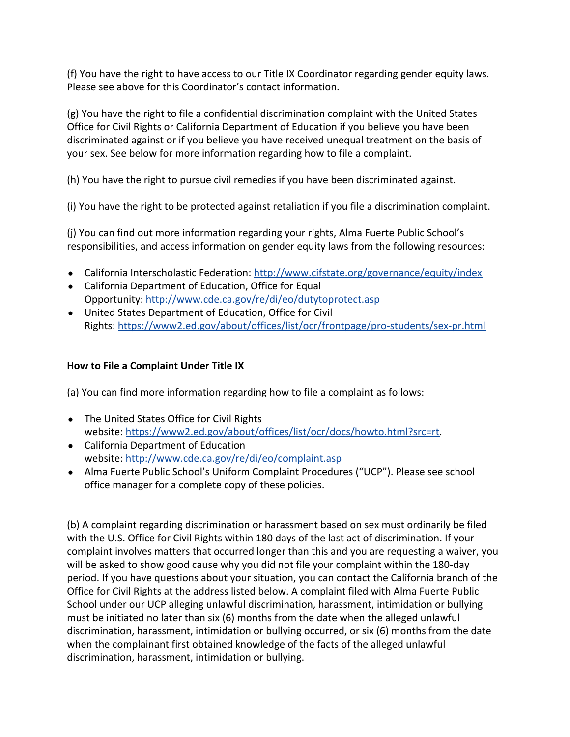(f) You have the right to have access to our Title IX Coordinator regarding gender equity laws. Please see above for this Coordinator's contact information.

(g) You have the right to file a confidential discrimination complaint with the United States Office for Civil Rights or California Department of Education if you believe you have been discriminated against or if you believe you have received unequal treatment on the basis of your sex. See below for more information regarding how to file a complaint.

(h) You have the right to pursue civil remedies if you have been discriminated against.

(i) You have the right to be protected against retaliation if you file a discrimination complaint.

(j) You can find out more information regarding your rights, Alma Fuerte Public School's responsibilities, and access information on gender equity laws from the following resources:

- California Interscholastic Federation: http://www.cifstate.org/governance/equity/index
- California Department of Education, Office for Equal Opportunity: http://www.cde.ca.gov/re/di/eo/dutytoprotect.asp
- United States Department of Education, Office for Civil Rights: https://www2.ed.gov/about/offices/list/ocr/frontpage/pro-students/sex-pr.html

**How to File a Complaint Under Title IX**

(a) You can find more information regarding how to file a complaint as follows:

- The United States Office for Civil Rights website: https://www2.ed.gov/about/offices/list/ocr/docs/howto.html?src=rt.
- California Department of Education website: http://www.cde.ca.gov/re/di/eo/complaint.asp
- Alma Fuerte Public School's Uniform Complaint Procedures ("UCP"). Please see school office manager for a complete copy of these policies.

(b) A complaint regarding discrimination or harassment based on sex must ordinarily be filed with the U.S. Office for Civil Rights within 180 days of the last act of discrimination. If your complaint involves matters that occurred longer than this and you are requesting a waiver, you will be asked to show good cause why you did not file your complaint within the 180-day period. If you have questions about your situation, you can contact the California branch of the Office for Civil Rights at the address listed below. A complaint filed with Alma Fuerte Public School under our UCP alleging unlawful discrimination, harassment, intimidation or bullying must be initiated no later than six (6) months from the date when the alleged unlawful discrimination, harassment, intimidation or bullying occurred, or six (6) months from the date when the complainant first obtained knowledge of the facts of the alleged unlawful discrimination, harassment, intimidation or bullying.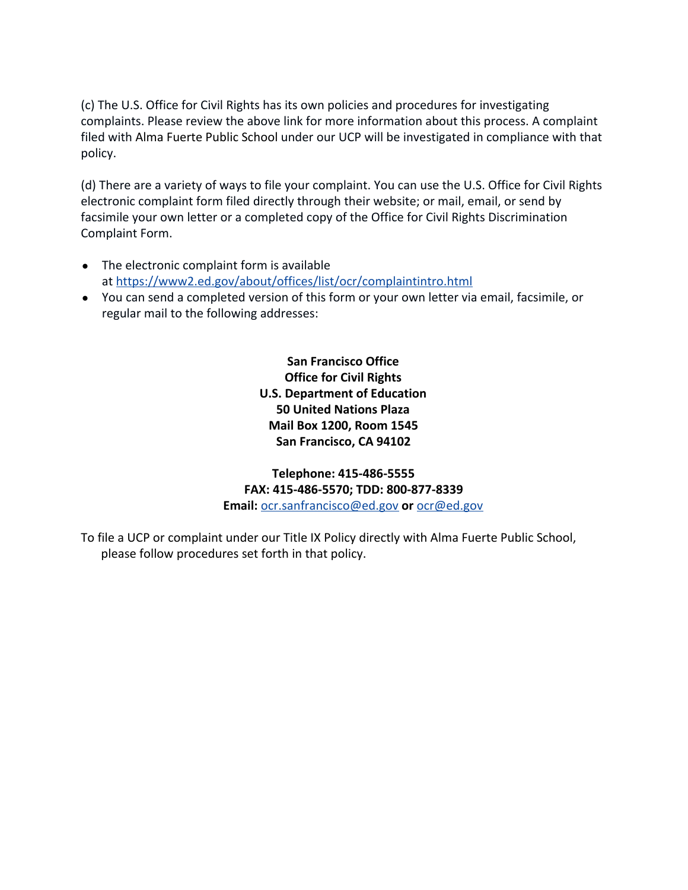(c) The U.S. Office for Civil Rights has its own policies and procedures for investigating complaints. Please review the above link for more information about this process. A complaint filed with Alma Fuerte Public School under our UCP will be investigated in compliance with that policy.

(d) There are a variety of ways to file your complaint. You can use the U.S. Office for Civil Rights electronic complaint form filed directly through their website; or mail, email, or send by facsimile your own letter or a completed copy of the Office for Civil Rights Discrimination Complaint Form.

- The electronic complaint form is available at [https://www2.ed.gov/about/offices/list/ocr/complaintintro.html](https://www2.ed.gov/about/offices/list/ocr/complaintintro.html)
- You can send a completed version of this form or your own letter via email, facsimile, or regular mail to the following addresses:

**San Francisco Office**
**Office for Civil Rights**
**U.S. Department of Education**
**50 United Nations Plaza**
**Mail Box 1200, Room 1545**
**San Francisco, CA 94102**

**Telephone: 415-486-5555**
**FAX: 415-486-5570; TDD: 800-877-8339**
**Email:** [ocr.sanfrancisco@ed.gov](mailto:ocr.sanfrancisco@ed.gov) **or** [ocr@ed.gov](mailto:ocr@ed.gov)

To file a UCP or complaint under our Title IX Policy directly with Alma Fuerte Public School, please follow procedures set forth in that policy.